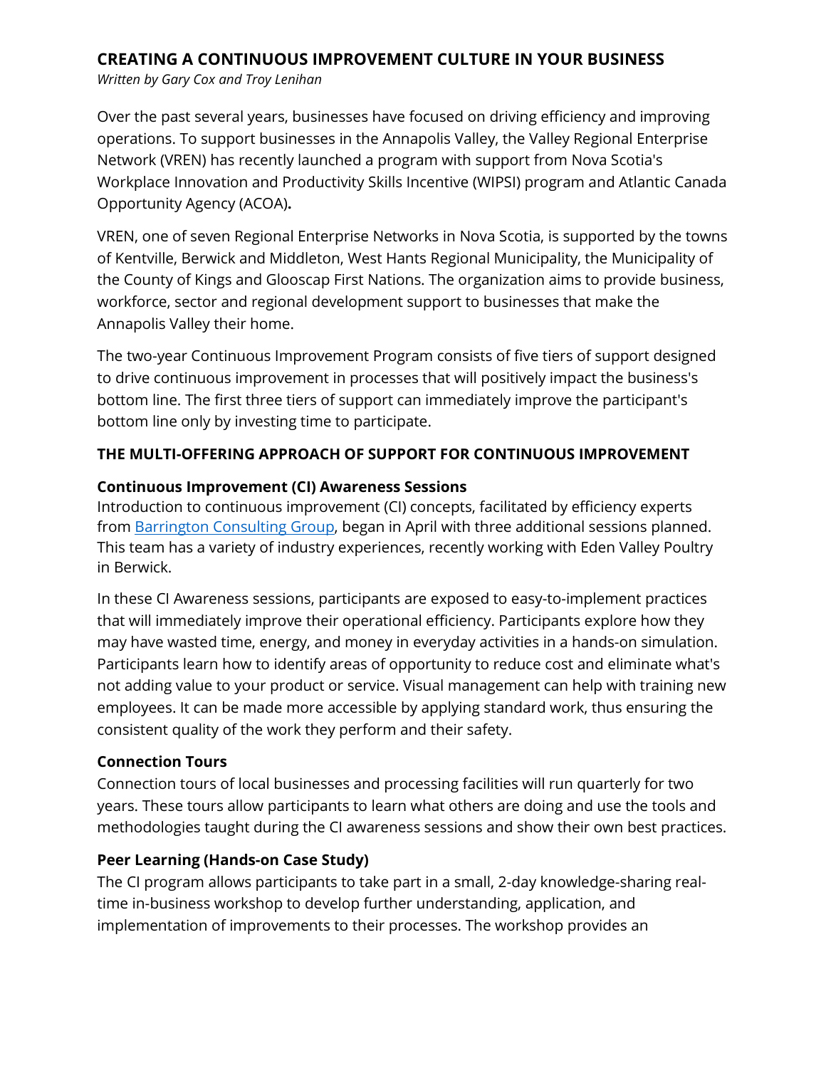# CREATING A CONTINUOUS IMPROVEMENT CULTURE IN YOUR BUSINESS

*Written by Gary Cox and Troy Lenihan*

Over the past several years, businesses have focused on driving efficiency and improving operations. To support businesses in the Annapolis Valley, the Valley Regional Enterprise Network (VREN) has recently launched a program with support from Nova Scotia's Workplace Innovation and Productivity Skills Incentive (WIPSI) program and Atlantic Canada Opportunity Agency (ACOA)**.**

VREN, one of seven Regional Enterprise Networks in Nova Scotia, is supported by the towns of Kentville, Berwick and Middleton, West Hants Regional Municipality, the Municipality of the County of Kings and Glooscap First Nations. The organization aims to provide business, workforce, sector and regional development support to businesses that make the Annapolis Valley their home.

The two-year Continuous Improvement Program consists of five tiers of support designed to drive continuous improvement in processes that will positively impact the business's bottom line. The first three tiers of support can immediately improve the participant's bottom line only by investing time to participate.

## THE MULTI-OFFERING APPROACH OF SUPPORT FOR CONTINUOUS IMPROVEMENT

### Continuous Improvement (CI) Awareness Sessions

Introduction to continuous improvement (CI) concepts, facilitated by efficiency experts from Barrington Consulting Group, began in April with three additional sessions planned. This team has a variety of industry experiences, recently working with Eden Valley Poultry in Berwick.

In these CI Awareness sessions, participants are exposed to easy-to-implement practices that will immediately improve their operational efficiency. Participants explore how they may have wasted time, energy, and money in everyday activities in a hands-on simulation. Participants learn how to identify areas of opportunity to reduce cost and eliminate what's not adding value to your product or service. Visual management can help with training new employees. It can be made more accessible by applying standard work, thus ensuring the consistent quality of the work they perform and their safety.

### Connection Tours

Connection tours of local businesses and processing facilities will run quarterly for two years. These tours allow participants to learn what others are doing and use the tools and methodologies taught during the CI awareness sessions and show their own best practices.

### Peer Learning (Hands-on Case Study)

The CI program allows participants to take part in a small, 2-day knowledge-sharing real-time in-business workshop to develop further understanding, application, and implementation of improvements to their processes. The workshop provides an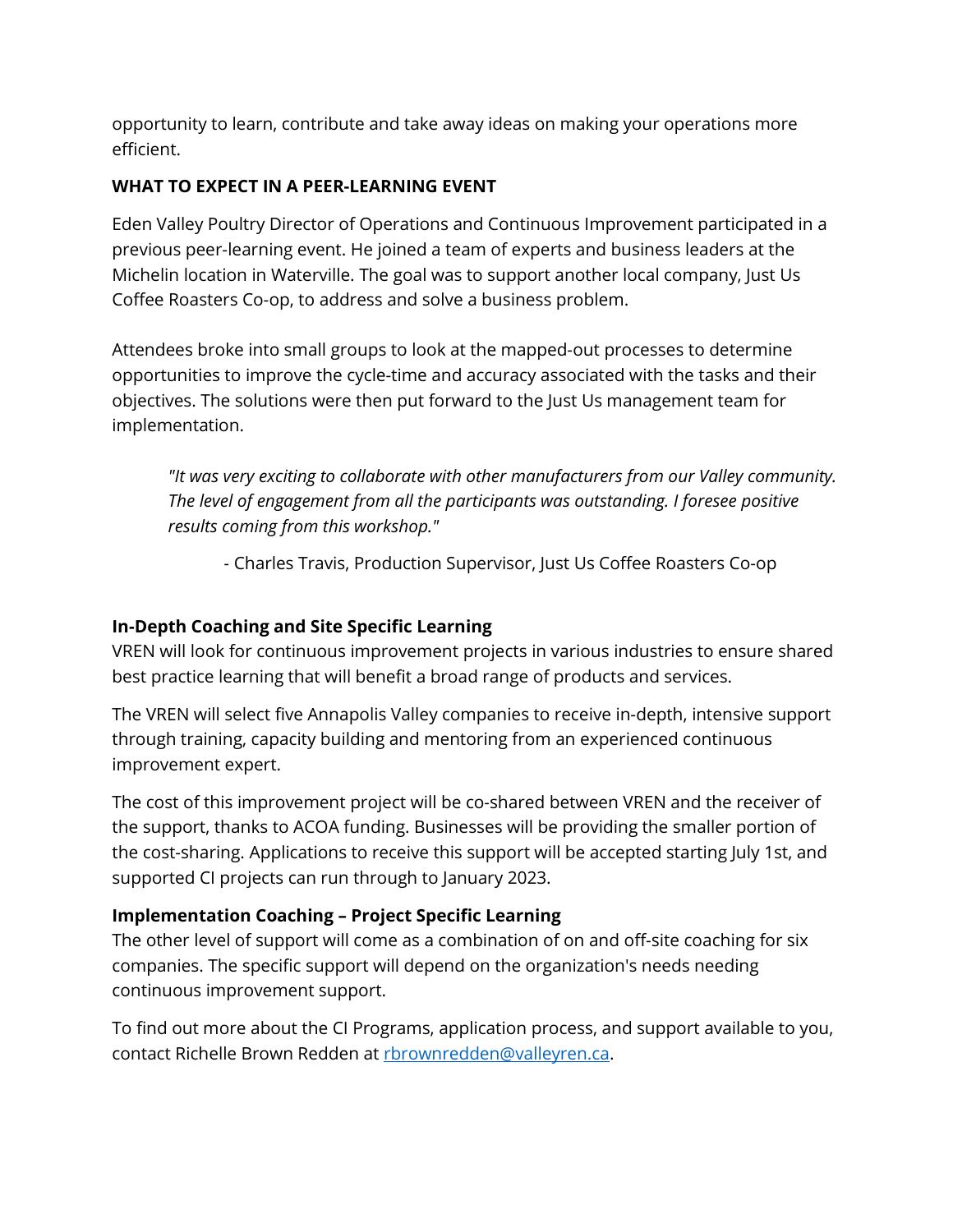opportunity to learn, contribute and take away ideas on making your operations more efficient.

**WHAT TO EXPECT IN A PEER-LEARNING EVENT**

Eden Valley Poultry Director of Operations and Continuous Improvement participated in a previous peer-learning event. He joined a team of experts and business leaders at the Michelin location in Waterville. The goal was to support another local company, Just Us Coffee Roasters Co-op, to address and solve a business problem.

Attendees broke into small groups to look at the mapped-out processes to determine opportunities to improve the cycle-time and accuracy associated with the tasks and their objectives. The solutions were then put forward to the Just Us management team for implementation.

> *"It was very exciting to collaborate with other manufacturers from our Valley community. The level of engagement from all the participants was outstanding. I foresee positive results coming from this workshop."*
>
> - Charles Travis, Production Supervisor, Just Us Coffee Roasters Co-op

**In-Depth Coaching and Site Specific Learning**

VREN will look for continuous improvement projects in various industries to ensure shared best practice learning that will benefit a broad range of products and services.

The VREN will select five Annapolis Valley companies to receive in-depth, intensive support through training, capacity building and mentoring from an experienced continuous improvement expert.

The cost of this improvement project will be co-shared between VREN and the receiver of the support, thanks to ACOA funding. Businesses will be providing the smaller portion of the cost-sharing. Applications to receive this support will be accepted starting July 1st, and supported CI projects can run through to January 2023.

**Implementation Coaching – Project Specific Learning**

The other level of support will come as a combination of on and off-site coaching for six companies. The specific support will depend on the organization's needs needing continuous improvement support.

To find out more about the CI Programs, application process, and support available to you, contact Richelle Brown Redden at rbrownredden@valleyren.ca.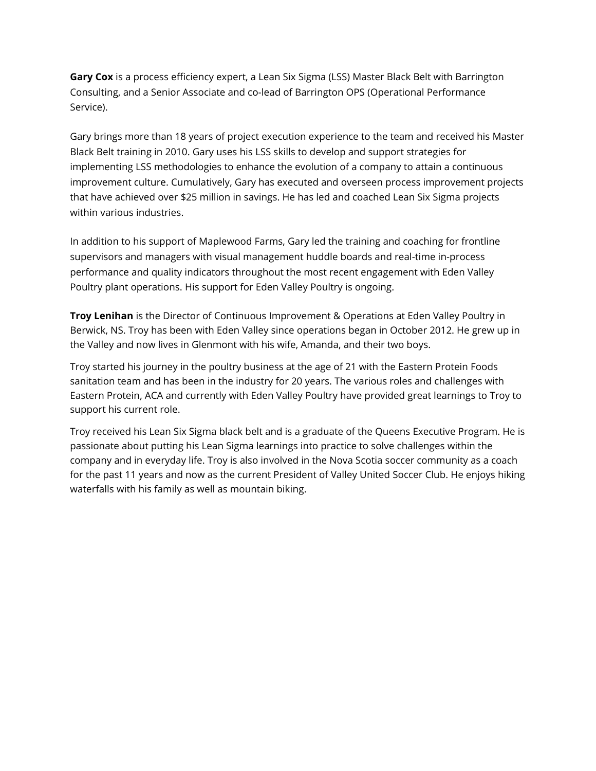**Gary Cox** is a process efficiency expert, a Lean Six Sigma (LSS) Master Black Belt with Barrington Consulting, and a Senior Associate and co-lead of Barrington OPS (Operational Performance Service).

Gary brings more than 18 years of project execution experience to the team and received his Master Black Belt training in 2010. Gary uses his LSS skills to develop and support strategies for implementing LSS methodologies to enhance the evolution of a company to attain a continuous improvement culture. Cumulatively, Gary has executed and overseen process improvement projects that have achieved over $25 million in savings. He has led and coached Lean Six Sigma projects within various industries.

In addition to his support of Maplewood Farms, Gary led the training and coaching for frontline supervisors and managers with visual management huddle boards and real-time in-process performance and quality indicators throughout the most recent engagement with Eden Valley Poultry plant operations. His support for Eden Valley Poultry is ongoing.

**Troy Lenihan** is the Director of Continuous Improvement & Operations at Eden Valley Poultry in Berwick, NS. Troy has been with Eden Valley since operations began in October 2012. He grew up in the Valley and now lives in Glenmont with his wife, Amanda, and their two boys.

Troy started his journey in the poultry business at the age of 21 with the Eastern Protein Foods sanitation team and has been in the industry for 20 years. The various roles and challenges with Eastern Protein, ACA and currently with Eden Valley Poultry have provided great learnings to Troy to support his current role.

Troy received his Lean Six Sigma black belt and is a graduate of the Queens Executive Program. He is passionate about putting his Lean Sigma learnings into practice to solve challenges within the company and in everyday life. Troy is also involved in the Nova Scotia soccer community as a coach for the past 11 years and now as the current President of Valley United Soccer Club. He enjoys hiking waterfalls with his family as well as mountain biking.